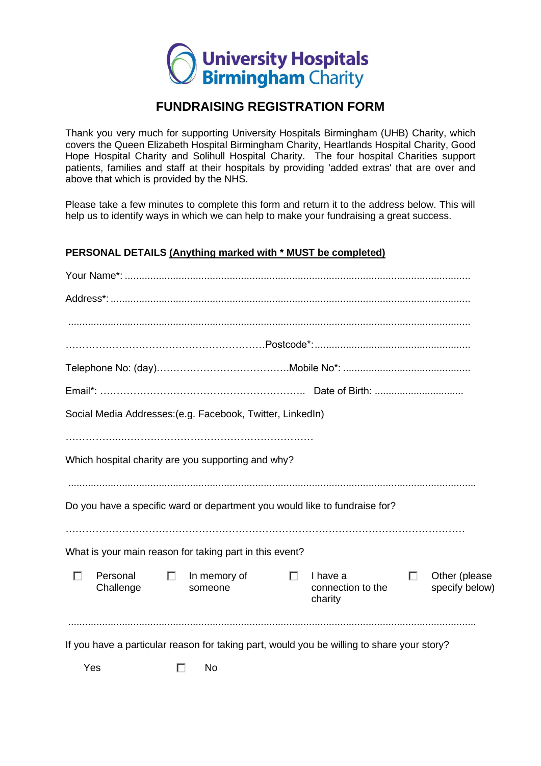University Hospitals Birmingham Charity

# FUNDRAISING REGISTRATION FORM

Thank you very much for supporting University Hospitals Birmingham (UHB) Charity, which covers the Queen Elizabeth Hospital Birmingham Charity, Heartlands Hospital Charity, Good Hope Hospital Charity and Solihull Hospital Charity. The four hospital Charities support patients, families and staff at their hospitals by providing 'added extras' that are over and above that which is provided by the NHS.

Please take a few minutes to complete this form and return it to the address below. This will help us to identify ways in which we can help to make your fundraising a great success.

**PERSONAL DETAILS** **<u>(Anything marked with * MUST be completed)</u>**

Your Name*: ..........................................................................................................................

Address*: ...............................................................................................................................

..............................................................................................................................................

……………………………………………………Postcode*:.......................................................

Telephone No: (day)………………………………….Mobile No*: .............................................

Email*: …………………………………………………….. Date of Birth: ................................

Social Media Addresses:(e.g. Facebook, Twitter, LinkedIn)

………………...…………………………………………………

Which hospital charity are you supporting and why?

..............................................................................................................................................

Do you have a specific ward or department you would like to fundraise for?

………………………………………………………………………………………………………

What is your main reason for taking part in this event?

- ☐ Personal Challenge
- ☐ In memory of someone
- ☐ I have a connection to the charity
- ☐ Other (please specify below)

..............................................................................................................................................

If you have a particular reason for taking part, would you be willing to share your story?

Yes ☐ No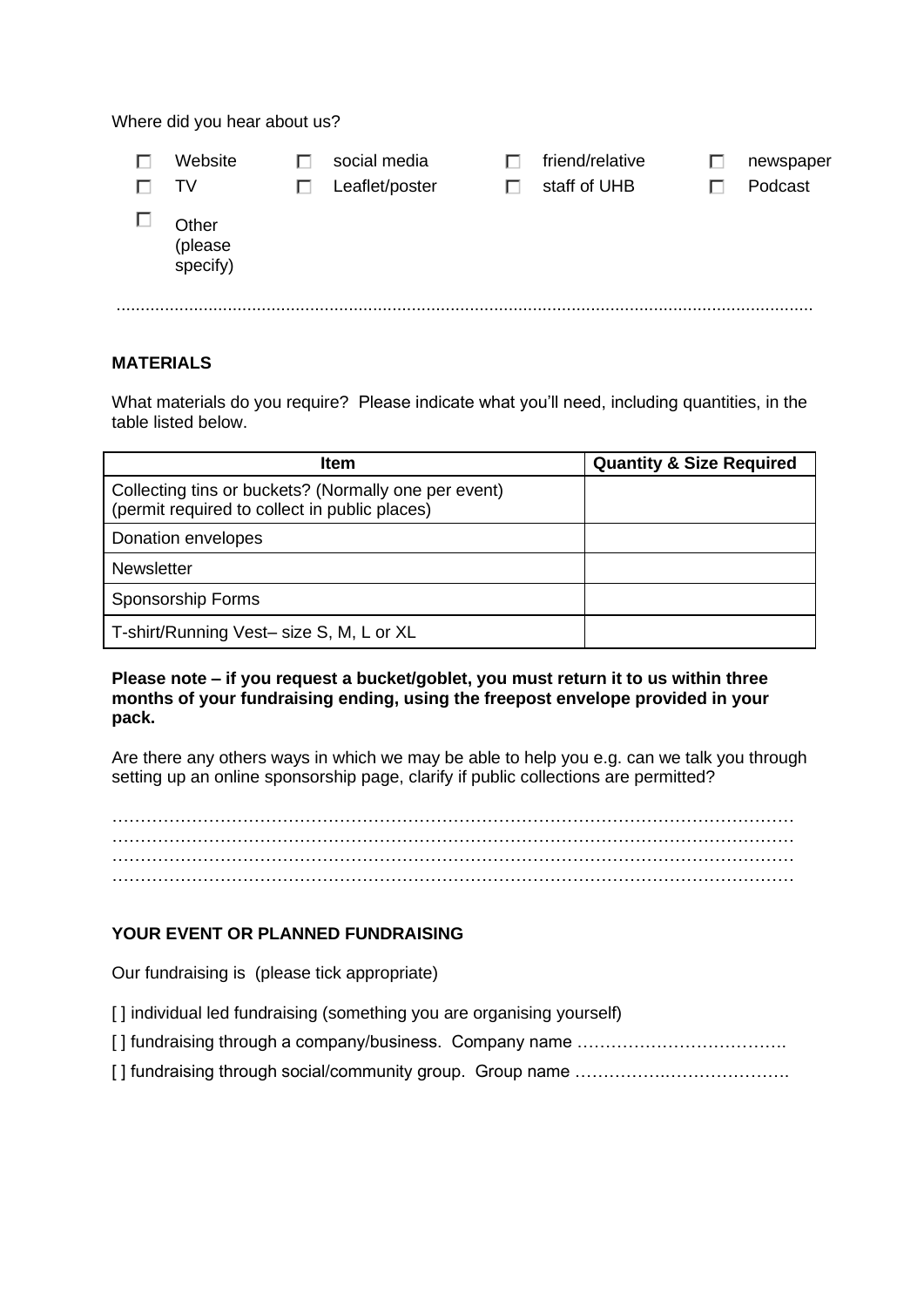Where did you hear about us?

- ☐ Website
- ☐ social media
- ☐ friend/relative
- ☐ newspaper
- ☐ TV
- ☐ Leaflet/poster
- ☐ staff of UHB
- ☐ Podcast
- ☐ Other (please specify)

.............................................................................................................................................

**MATERIALS**

What materials do you require? Please indicate what you'll need, including quantities, in the table listed below.

| Item | Quantity & Size Required |
|---|---|
| Collecting tins or buckets? (Normally one per event) (permit required to collect in public places) | |
| Donation envelopes | |
| Newsletter | |
| Sponsorship Forms | |
| T-shirt/Running Vest– size S, M, L or XL | |

**Please note – if you request a bucket/goblet, you must return it to us within three months of your fundraising ending, using the freepost envelope provided in your pack.**

Are there any others ways in which we may be able to help you e.g. can we talk you through setting up an online sponsorship page, clarify if public collections are permitted?

…………………………………………………………………………………………………………
…………………………………………………………………………………………………………
…………………………………………………………………………………………………………
…………………………………………………………………………………………………………

**YOUR EVENT OR PLANNED FUNDRAISING**

Our fundraising is (please tick appropriate)

[ ] individual led fundraising (something you are organising yourself)

[ ] fundraising through a company/business. Company name ……………………………….

[ ] fundraising through social/community group. Group name ……………….…………….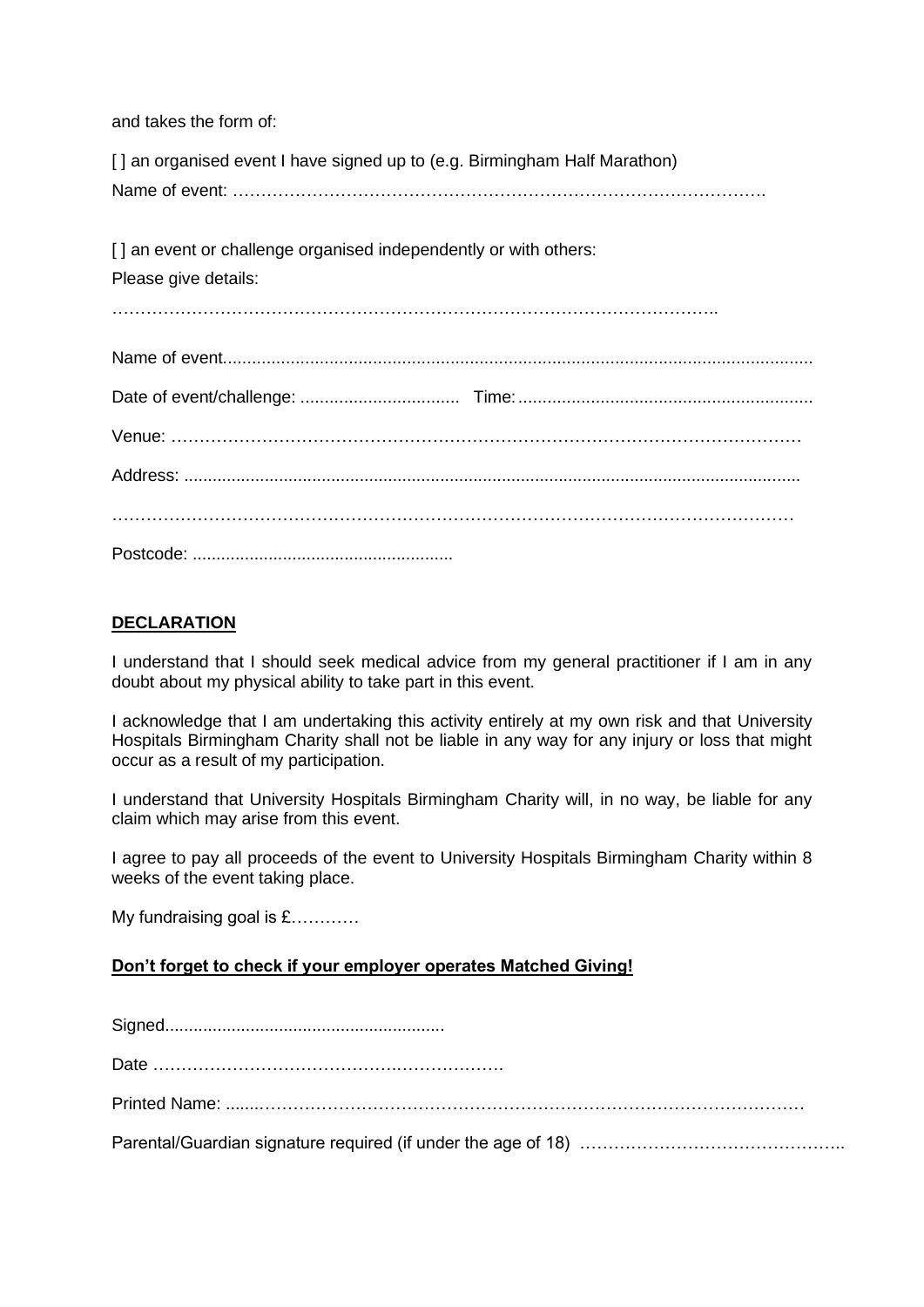and takes the form of:

[ ] an organised event I have signed up to (e.g. Birmingham Half Marathon)

Name of event: ……………………………………………………………………………….

[ ] an event or challenge organised independently or with others:

Please give details:

…………………………………………………………………………………………..

Name of event.........................................................................................................................

Date of event/challenge: ................................. Time: ............................................................

Venue: …………………………………………………………………………………………………

Address: ................................................................................................................................

…………………………………………………………………………………………………………

Postcode: .......................................................

**DECLARATION**

I understand that I should seek medical advice from my general practitioner if I am in any doubt about my physical ability to take part in this event.

I acknowledge that I am undertaking this activity entirely at my own risk and that University Hospitals Birmingham Charity shall not be liable in any way for any injury or loss that might occur as a result of my participation.

I understand that University Hospitals Birmingham Charity will, in no way, be liable for any claim which may arise from this event.

I agree to pay all proceeds of the event to University Hospitals Birmingham Charity within 8 weeks of the event taking place.

My fundraising goal is £…………

**Don't forget to check if your employer operates Matched Giving!**

Signed..........................................................

Date ………………………………………………………

Printed Name: .......………………………………………………………………………………

Parental/Guardian signature required (if under the age of 18) ………………………………………..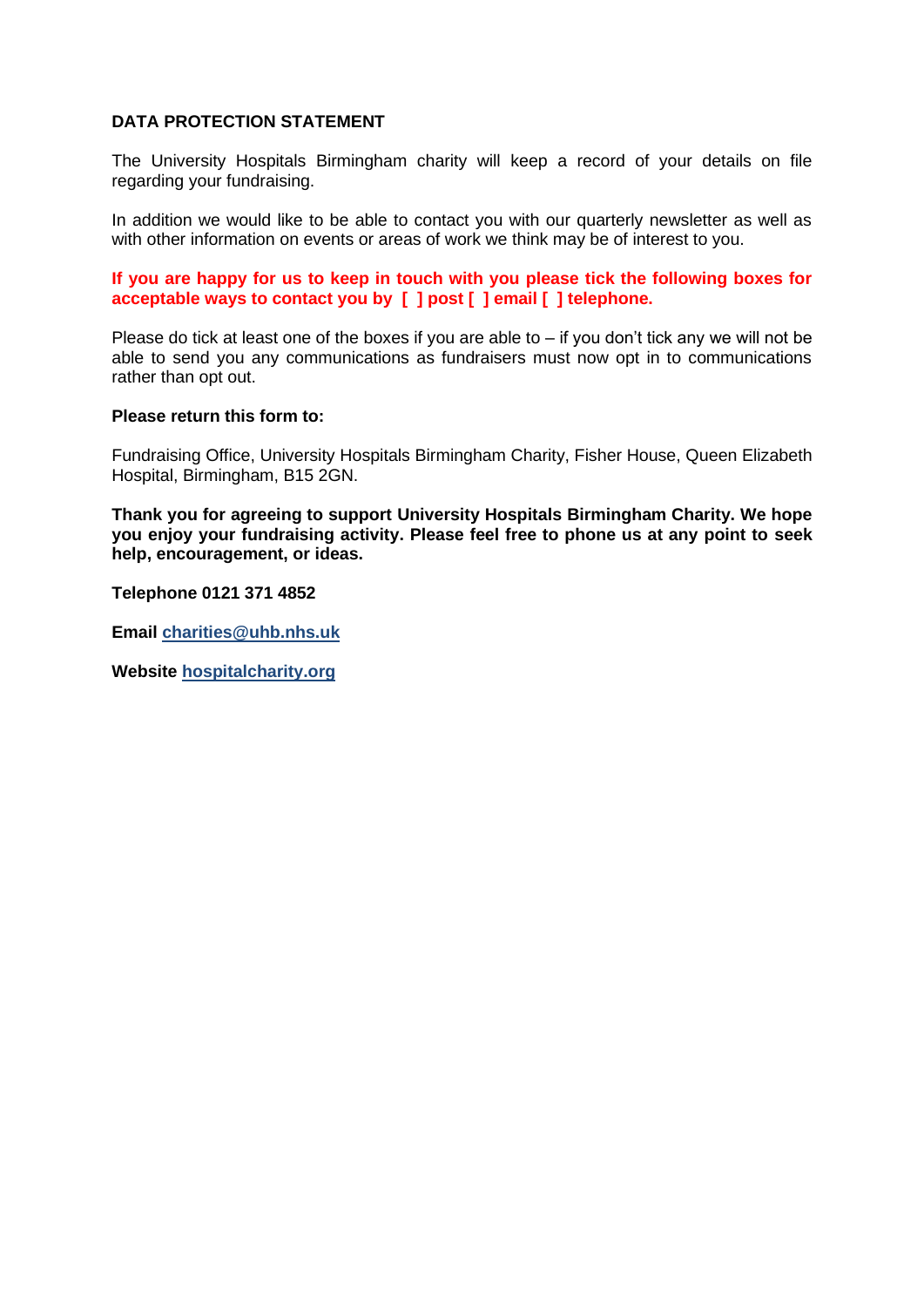**DATA PROTECTION STATEMENT**

The University Hospitals Birmingham charity will keep a record of your details on file regarding your fundraising.

In addition we would like to be able to contact you with our quarterly newsletter as well as with other information on events or areas of work we think may be of interest to you.

**If you are happy for us to keep in touch with you please tick the following boxes for acceptable ways to contact you by [ ] post [ ] email [ ] telephone.**

Please do tick at least one of the boxes if you are able to – if you don't tick any we will not be able to send you any communications as fundraisers must now opt in to communications rather than opt out.

**Please return this form to:**

Fundraising Office, University Hospitals Birmingham Charity, Fisher House, Queen Elizabeth Hospital, Birmingham, B15 2GN.

**Thank you for agreeing to support University Hospitals Birmingham Charity. We hope you enjoy your fundraising activity. Please feel free to phone us at any point to seek help, encouragement, or ideas.**

**Telephone 0121 371 4852**

**Email charities@uhb.nhs.uk**

**Website hospitalcharity.org**